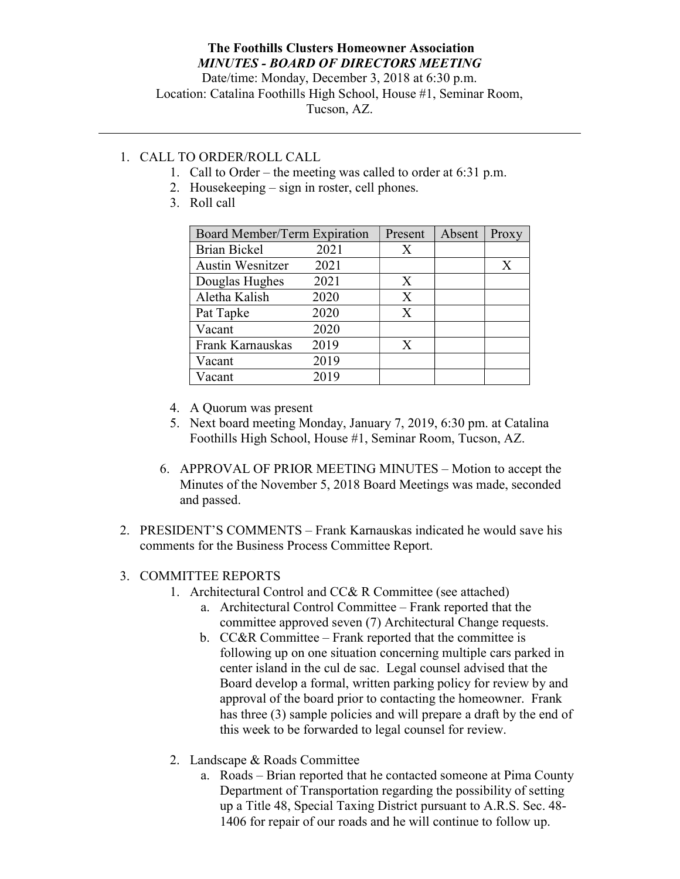**The Foothills Clusters Homeowner Association**
***MINUTES - BOARD OF DIRECTORS MEETING***
Date/time: Monday, December 3, 2018 at 6:30 p.m.
Location: Catalina Foothills High School, House #1, Seminar Room, Tucson, AZ.

---

1. CALL TO ORDER/ROLL CALL
    1. Call to Order – the meeting was called to order at 6:31 p.m.
    2. Housekeeping – sign in roster, cell phones.
    3. Roll call

| Board Member/Term Expiration | Present | Absent | Proxy |
|---|---|---|---|
| Brian Bickel 2021 | X | | |
| Austin Wesnitzer 2021 | | | X |
| Douglas Hughes 2021 | X | | |
| Aletha Kalish 2020 | X | | |
| Pat Tapke 2020 | X | | |
| Vacant 2020 | | | |
| Frank Karnauskas 2019 | X | | |
| Vacant 2019 | | | |
| Vacant 2019 | | | |

    4. A Quorum was present
    5. Next board meeting Monday, January 7, 2019, 6:30 pm. at Catalina Foothills High School, House #1, Seminar Room, Tucson, AZ.
    6. APPROVAL OF PRIOR MEETING MINUTES – Motion to accept the Minutes of the November 5, 2018 Board Meetings was made, seconded and passed.

2. PRESIDENT'S COMMENTS – Frank Karnauskas indicated he would save his comments for the Business Process Committee Report.

3. COMMITTEE REPORTS
    1. Architectural Control and CC& R Committee (see attached)
        a. Architectural Control Committee – Frank reported that the committee approved seven (7) Architectural Change requests.
        b. CC&R Committee – Frank reported that the committee is following up on one situation concerning multiple cars parked in center island in the cul de sac. Legal counsel advised that the Board develop a formal, written parking policy for review by and approval of the board prior to contacting the homeowner. Frank has three (3) sample policies and will prepare a draft by the end of this week to be forwarded to legal counsel for review.
    2. Landscape & Roads Committee
        a. Roads – Brian reported that he contacted someone at Pima County Department of Transportation regarding the possibility of setting up a Title 48, Special Taxing District pursuant to A.R.S. Sec. 48-1406 for repair of our roads and he will continue to follow up.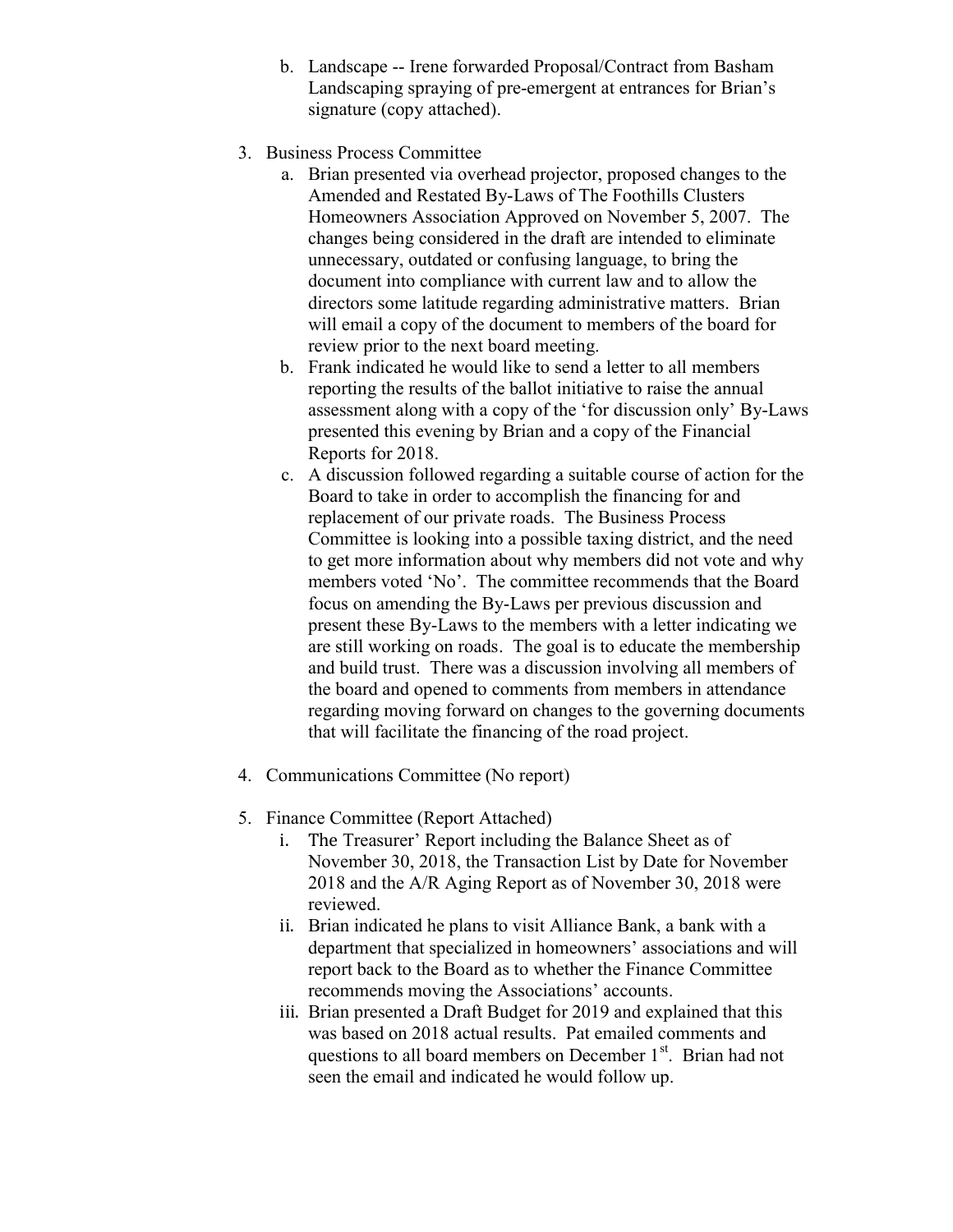b. Landscape -- Irene forwarded Proposal/Contract from Basham Landscaping spraying of pre-emergent at entrances for Brian's signature (copy attached).

3. Business Process Committee
   a. Brian presented via overhead projector, proposed changes to the Amended and Restated By-Laws of The Foothills Clusters Homeowners Association Approved on November 5, 2007. The changes being considered in the draft are intended to eliminate unnecessary, outdated or confusing language, to bring the document into compliance with current law and to allow the directors some latitude regarding administrative matters. Brian will email a copy of the document to members of the board for review prior to the next board meeting.
   b. Frank indicated he would like to send a letter to all members reporting the results of the ballot initiative to raise the annual assessment along with a copy of the 'for discussion only' By-Laws presented this evening by Brian and a copy of the Financial Reports for 2018.
   c. A discussion followed regarding a suitable course of action for the Board to take in order to accomplish the financing for and replacement of our private roads. The Business Process Committee is looking into a possible taxing district, and the need to get more information about why members did not vote and why members voted 'No'. The committee recommends that the Board focus on amending the By-Laws per previous discussion and present these By-Laws to the members with a letter indicating we are still working on roads. The goal is to educate the membership and build trust. There was a discussion involving all members of the board and opened to comments from members in attendance regarding moving forward on changes to the governing documents that will facilitate the financing of the road project.

4. Communications Committee (No report)

5. Finance Committee (Report Attached)
   i. The Treasurer' Report including the Balance Sheet as of November 30, 2018, the Transaction List by Date for November 2018 and the A/R Aging Report as of November 30, 2018 were reviewed.
   ii. Brian indicated he plans to visit Alliance Bank, a bank with a department that specialized in homeowners' associations and will report back to the Board as to whether the Finance Committee recommends moving the Associations' accounts.
   iii. Brian presented a Draft Budget for 2019 and explained that this was based on 2018 actual results. Pat emailed comments and questions to all board members on December 1st. Brian had not seen the email and indicated he would follow up.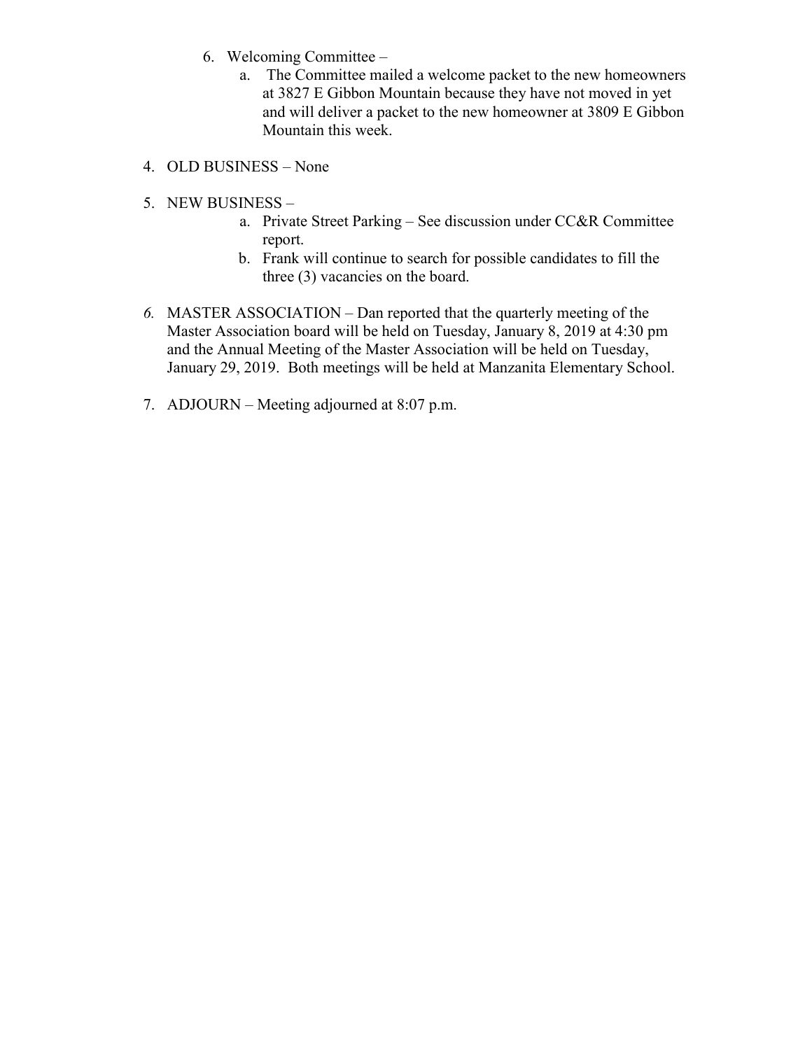6. Welcoming Committee –
    a. The Committee mailed a welcome packet to the new homeowners at 3827 E Gibbon Mountain because they have not moved in yet and will deliver a packet to the new homeowner at 3809 E Gibbon Mountain this week.

4. OLD BUSINESS – None

5. NEW BUSINESS –
    a. Private Street Parking – See discussion under CC&R Committee report.
    b. Frank will continue to search for possible candidates to fill the three (3) vacancies on the board.

6. MASTER ASSOCIATION – Dan reported that the quarterly meeting of the Master Association board will be held on Tuesday, January 8, 2019 at 4:30 pm and the Annual Meeting of the Master Association will be held on Tuesday, January 29, 2019. Both meetings will be held at Manzanita Elementary School.

7. ADJOURN – Meeting adjourned at 8:07 p.m.